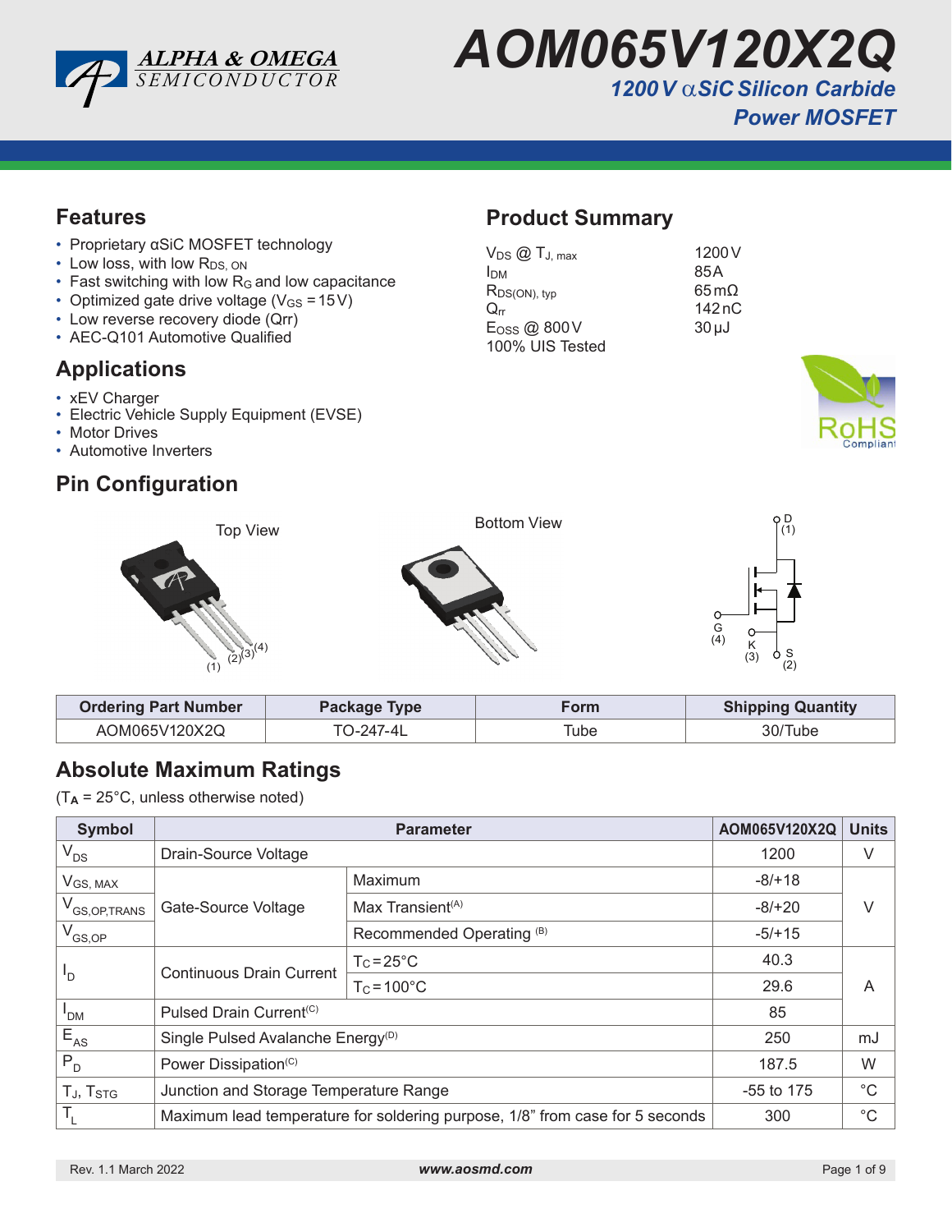# AOM065V120X2Q

## 1200 V αSiC Silicon Carbide Power MOSFET

## Features

- Proprietary αSiC MOSFET technology
- Low loss, with low $R_{DS,\ ON}$
- Fast switching with low $R_G$ and low capacitance
- Optimized gate drive voltage ($V_{GS}$ = 15 V)
- Low reverse recovery diode (Qrr)
- AEC-Q101 Automotive Qualified

## Product Summary

| | |
|---|---|
| $V_{DS}$ @ $T_{J,\ max}$ | 1200 V |
| $I_{DM}$ | 85 A |
| $R_{DS(ON),\ typ}$ | 65 mΩ |
| $Q_{rr}$ | 142 nC |
| $E_{OSS}$ @ 800 V | 30 µJ |
| 100% UIS Tested | |

## Applications

- xEV Charger
- Electric Vehicle Supply Equipment (EVSE)
- Motor Drives
- Automotive Inverters

## Pin Configuration

Top View

(1) (2) (3) (4)

Bottom View

D (1), G (4), K (3), S (2)

| Ordering Part Number | Package Type | Form | Shipping Quantity |
|---|---|---|---|
| AOM065V120X2Q | TO-247-4L | Tube | 30/Tube |

## Absolute Maximum Ratings

($T_A$ = 25°C, unless otherwise noted)

| Symbol | Parameter | | AOM065V120X2Q | Units |
|---|---|---|---|---|
| $V_{DS}$ | Drain-Source Voltage | | 1200 | V |
| $V_{GS,\ MAX}$ | Gate-Source Voltage | Maximum | -8/+18 | V |
| $V_{GS,OP,TRANS}$ | | Max Transient(A) | -8/+20 | |
| $V_{GS,OP}$ | | Recommended Operating (B) | -5/+15 | |
| $I_D$ | Continuous Drain Current | $T_C$=25°C | 40.3 | A |
| | | $T_C$=100°C | 29.6 | |
| $I_{DM}$ | Pulsed Drain Current(C) | | 85 | |
| $E_{AS}$ | Single Pulsed Avalanche Energy(D) | | 250 | mJ |
| $P_D$ | Power Dissipation(C) | | 187.5 | W |
| $T_J$, $T_{STG}$ | Junction and Storage Temperature Range | | -55 to 175 | °C |
| $T_L$ | Maximum lead temperature for soldering purpose, 1/8" from case for 5 seconds | | 300 | °C |

Rev. 1.1 March 2022 www.aosmd.com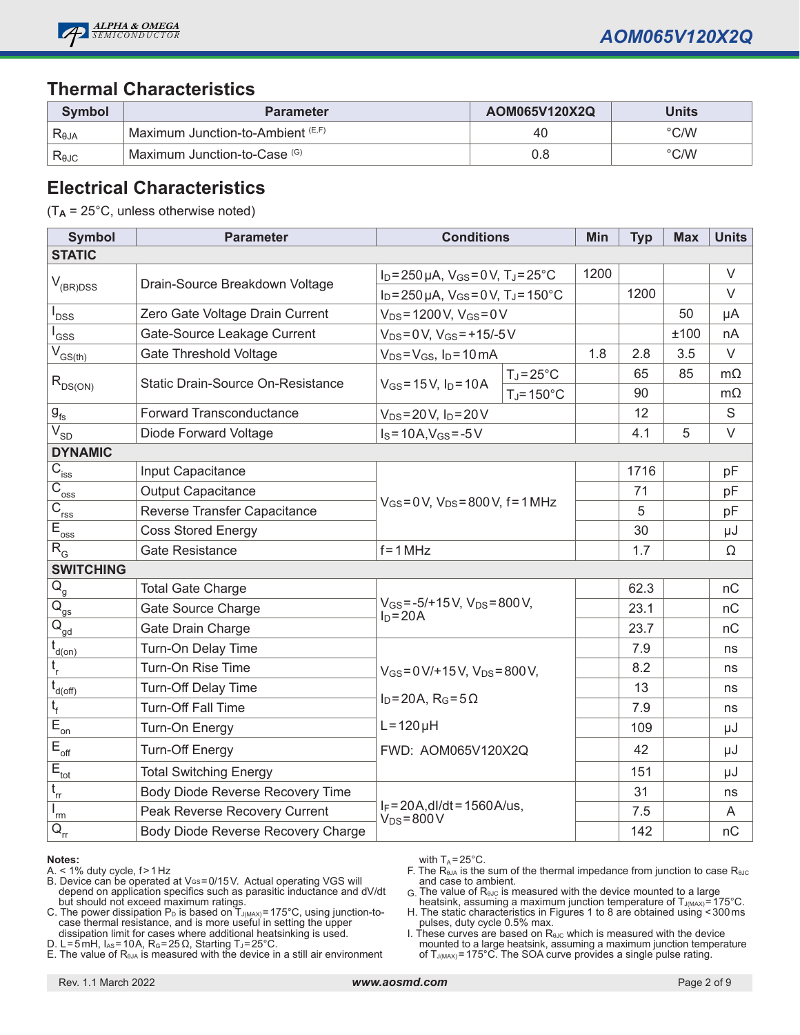## Thermal Characteristics

| Symbol | Parameter | AOM065V120X2Q | Units |
|---|---|---|---|
| $R_{\theta JA}$ | Maximum Junction-to-Ambient (E,F) | 40 | °C/W |
| $R_{\theta JC}$ | Maximum Junction-to-Case (G) | 0.8 | °C/W |

## Electrical Characteristics

($T_A$ = 25°C, unless otherwise noted)

| Symbol | Parameter | Conditions | | Min | Typ | Max | Units |
|---|---|---|---|---|---|---|---|
| **STATIC** | | | | | | | |
| $V_{(BR)DSS}$ | Drain-Source Breakdown Voltage | $I_D$=250µA, $V_{GS}$=0V, $T_J$=25°C | | 1200 | | | V |
| | | $I_D$=250µA, $V_{GS}$=0V, $T_J$=150°C | | | 1200 | | V |
| $I_{DSS}$ | Zero Gate Voltage Drain Current | $V_{DS}$=1200V, $V_{GS}$=0V | | | | 50 | µA |
| $I_{GSS}$ | Gate-Source Leakage Current | $V_{DS}$=0V, $V_{GS}$=+15/-5V | | | | ±100 | nA |
| $V_{GS(th)}$ | Gate Threshold Voltage | $V_{DS}$=$V_{GS}$, $I_D$=10mA | | 1.8 | 2.8 | 3.5 | V |
| $R_{DS(ON)}$ | Static Drain-Source On-Resistance | $V_{GS}$=15V, $I_D$=10A | $T_J$=25°C | | 65 | 85 | mΩ |
| | | | $T_J$=150°C | | 90 | | mΩ |
| $g_{fs}$ | Forward Transconductance | $V_{DS}$=20V, $I_D$=20V | | | 12 | | S |
| $V_{SD}$ | Diode Forward Voltage | $I_S$=10A,$V_{GS}$=-5V | | | 4.1 | 5 | V |
| **DYNAMIC** | | | | | | | |
| $C_{iss}$ | Input Capacitance | $V_{GS}$=0V, $V_{DS}$=800V, f=1MHz | | | 1716 | | pF |
| $C_{oss}$ | Output Capacitance | | | | 71 | | pF |
| $C_{rss}$ | Reverse Transfer Capacitance | | | | 5 | | pF |
| $E_{oss}$ | Coss Stored Energy | | | | 30 | | µJ |
| $R_G$ | Gate Resistance | f=1MHz | | | 1.7 | | Ω |
| **SWITCHING** | | | | | | | |
| $Q_g$ | Total Gate Charge | $V_{GS}$=-5/+15V, $V_{DS}$=800V, $I_D$=20A | | | 62.3 | | nC |
| $Q_{gs}$ | Gate Source Charge | | | | 23.1 | | nC |
| $Q_{gd}$ | Gate Drain Charge | | | | 23.7 | | nC |
| $t_{d(on)}$ | Turn-On Delay Time | $V_{GS}$=0V/+15V, $V_{DS}$=800V, $I_D$=20A, $R_G$=5Ω, L=120µH, FWD: AOM065V120X2Q | | | 7.9 | | ns |
| $t_r$ | Turn-On Rise Time | | | | 8.2 | | ns |
| $t_{d(off)}$ | Turn-Off Delay Time | | | | 13 | | ns |
| $t_f$ | Turn-Off Fall Time | | | | 7.9 | | ns |
| $E_{on}$ | Turn-On Energy | | | | 109 | | µJ |
| $E_{off}$ | Turn-Off Energy | | | | 42 | | µJ |
| $E_{tot}$ | Total Switching Energy | | | | 151 | | µJ |
| $t_{rr}$ | Body Diode Reverse Recovery Time | $I_F$=20A,dI/dt=1560A/us, $V_{DS}$=800V | | | 31 | | ns |
| $I_{rm}$ | Peak Reverse Recovery Current | | | | 7.5 | | A |
| $Q_{rr}$ | Body Diode Reverse Recovery Charge | | | | 142 | | nC |

**Notes:**

A. < 1% duty cycle, f > 1 Hz

B. Device can be operated at $V_{GS}$=0/15V. Actual operating VGS will depend on application specifics such as parasitic inductance and dV/dt but should not exceed maximum ratings.

C. The power dissipation $P_D$ is based on $T_{J(MAX)}$=175°C, using junction-to-case thermal resistance, and is more useful in setting the upper dissipation limit for cases where additional heatsinking is used.

D. L=5mH, $I_{AS}$=10A, $R_G$=25Ω, Starting $T_J$=25°C.

E. The value of $R_{\theta JA}$ is measured with the device in a still air environment with $T_A$=25°C.

F. The $R_{\theta JA}$ is the sum of the thermal impedance from junction to case $R_{\theta JC}$ and case to ambient.

G. The value of $R_{\theta JC}$ is measured with the device mounted to a large heatsink, assuming a maximum junction temperature of $T_{J(MAX)}$=175°C.

H. The static characteristics in Figures 1 to 8 are obtained using <300 ms pulses, duty cycle 0.5% max.

I. These curves are based on $R_{\theta JC}$ which is measured with the device mounted to a large heatsink, assuming a maximum junction temperature of $T_{J(MAX)}$=175°C. The SOA curve provides a single pulse rating.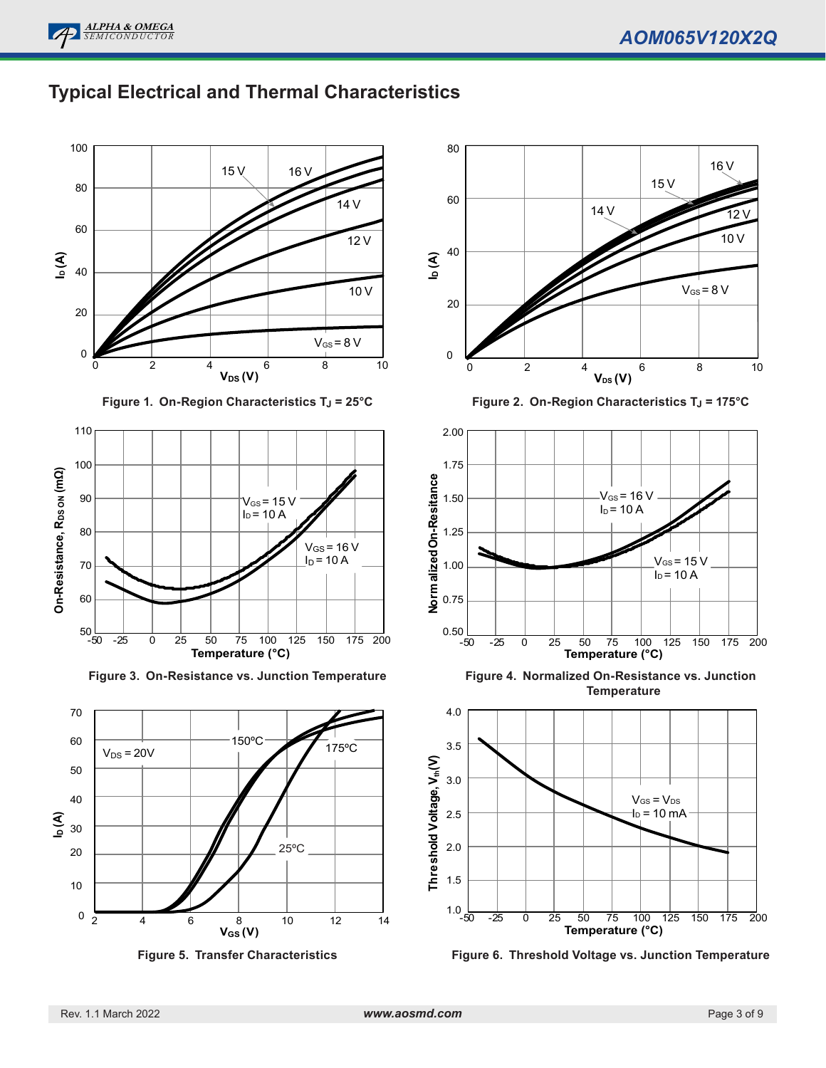## Typical Electrical and Thermal Characteristics

Figure 1. On-Region Characteristics $T_J$ = 25°C

Figure 2. On-Region Characteristics $T_J$ = 175°C

Figure 3. On-Resistance vs. Junction Temperature

Figure 4. Normalized On-Resistance vs. Junction Temperature

Figure 5. Transfer Characteristics

Figure 6. Threshold Voltage vs. Junction Temperature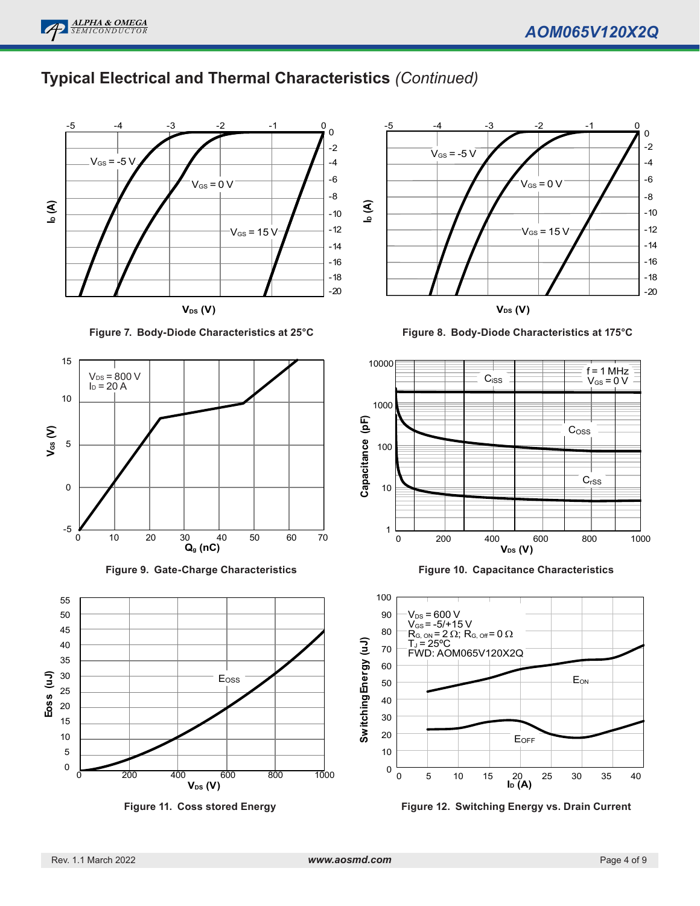## Typical Electrical and Thermal Characteristics *(Continued)*

Figure 7. Body-Diode Characteristics at 25°C

Figure 8. Body-Diode Characteristics at 175°C

Figure 9. Gate-Charge Characteristics

Figure 10. Capacitance Characteristics

Figure 11. Coss stored Energy

Figure 12. Switching Energy vs. Drain Current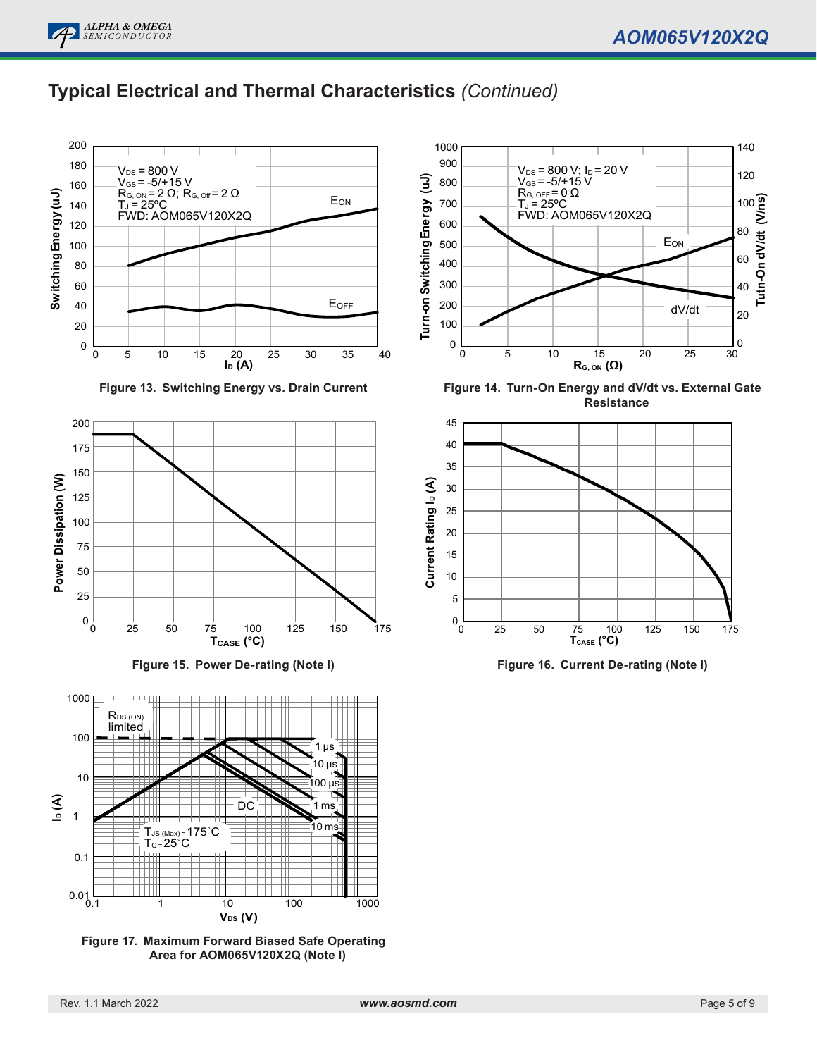## Typical Electrical and Thermal Characteristics *(Continued)*

Figure 13. Switching Energy vs. Drain Current

Figure 14. Turn-On Energy and dV/dt vs. External Gate Resistance

Figure 15. Power De-rating (Note I)

Figure 16. Current De-rating (Note I)

Figure 17. Maximum Forward Biased Safe Operating Area for AOM065V120X2Q (Note I)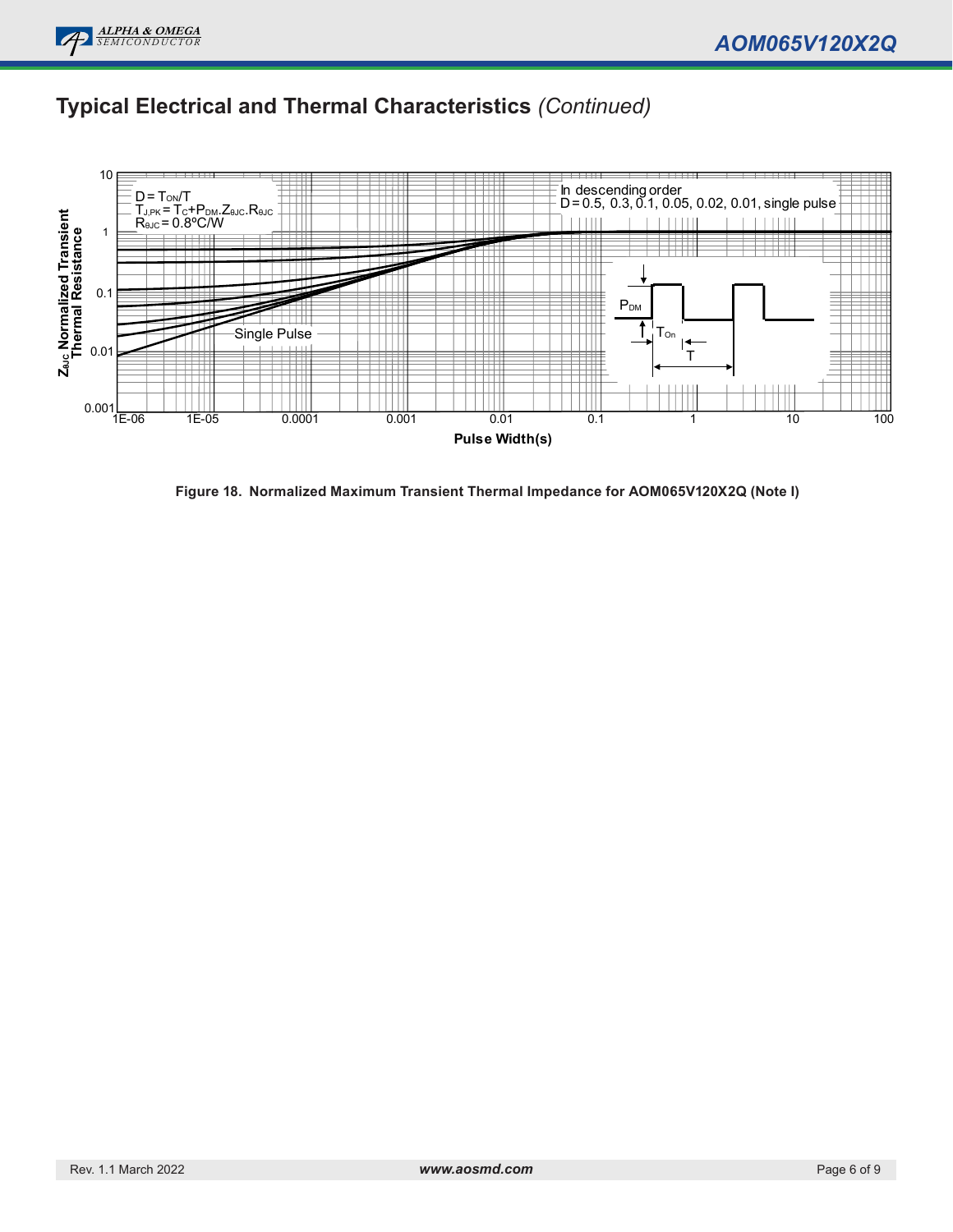## Typical Electrical and Thermal Characteristics *(Continued)*

Figure 18. Normalized Maximum Transient Thermal Impedance for AOM065V120X2Q (Note I)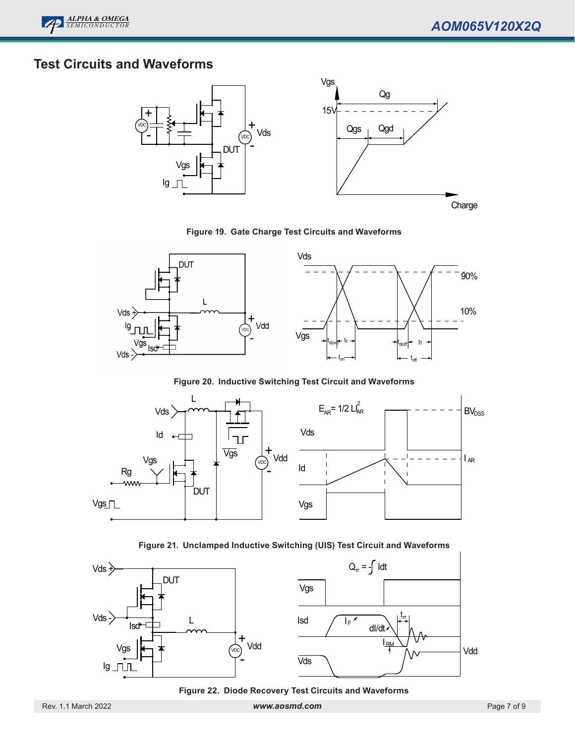## Test Circuits and Waveforms

Figure 19. Gate Charge Test Circuits and Waveforms

Figure 20. Inductive Switching Test Circuit and Waveforms

Figure 21. Unclamped Inductive Switching (UIS) Test Circuit and Waveforms

Figure 22. Diode Recovery Test Circuits and Waveforms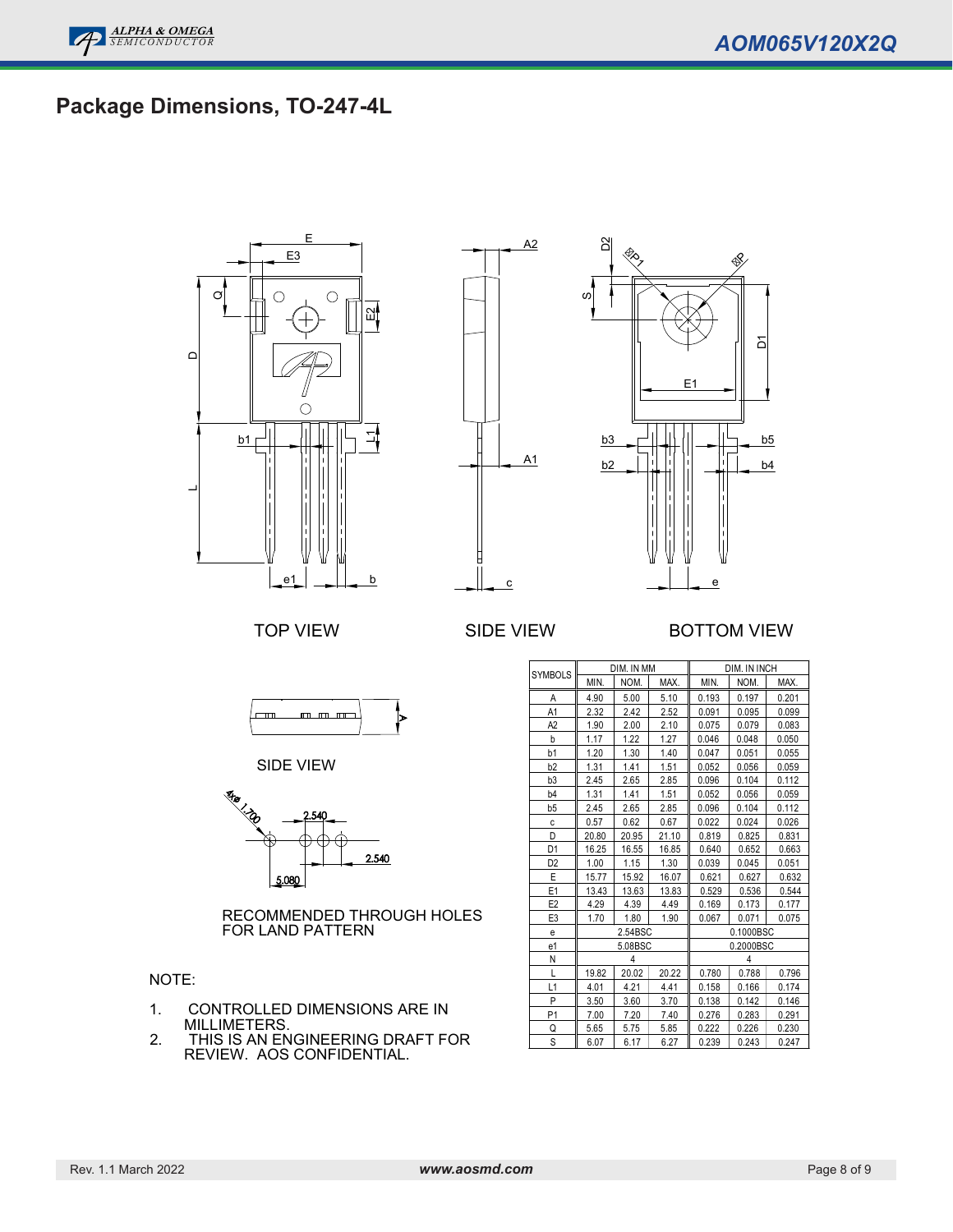## Package Dimensions, TO-247-4L

TOP VIEW

SIDE VIEW

BOTTOM VIEW

SIDE VIEW

RECOMMENDED THROUGH HOLES FOR LAND PATTERN

| SYMBOLS | DIM. IN MM | | | DIM. IN INCH | | |
|---|---|---|---|---|---|---|
| | MIN. | NOM. | MAX. | MIN. | NOM. | MAX. |
| A | 4.90 | 5.00 | 5.10 | 0.193 | 0.197 | 0.201 |
| A1 | 2.32 | 2.42 | 2.52 | 0.091 | 0.095 | 0.099 |
| A2 | 1.90 | 2.00 | 2.10 | 0.075 | 0.079 | 0.083 |
| b | 1.17 | 1.22 | 1.27 | 0.046 | 0.048 | 0.050 |
| b1 | 1.20 | 1.30 | 1.40 | 0.047 | 0.051 | 0.055 |
| b2 | 1.31 | 1.41 | 1.51 | 0.052 | 0.056 | 0.059 |
| b3 | 2.45 | 2.65 | 2.85 | 0.096 | 0.104 | 0.112 |
| b4 | 1.31 | 1.41 | 1.51 | 0.052 | 0.056 | 0.059 |
| b5 | 2.45 | 2.65 | 2.85 | 0.096 | 0.104 | 0.112 |
| c | 0.57 | 0.62 | 0.67 | 0.022 | 0.024 | 0.026 |
| D | 20.80 | 20.95 | 21.10 | 0.819 | 0.825 | 0.831 |
| D1 | 16.25 | 16.55 | 16.85 | 0.640 | 0.652 | 0.663 |
| D2 | 1.00 | 1.15 | 1.30 | 0.039 | 0.045 | 0.051 |
| E | 15.77 | 15.92 | 16.07 | 0.621 | 0.627 | 0.632 |
| E1 | 13.43 | 13.63 | 13.83 | 0.529 | 0.536 | 0.544 |
| E2 | 4.29 | 4.39 | 4.49 | 0.169 | 0.173 | 0.177 |
| E3 | 1.70 | 1.80 | 1.90 | 0.067 | 0.071 | 0.075 |
| e | | 2.54BSC | | | 0.1000BSC | |
| e1 | | 5.08BSC | | | 0.2000BSC | |
| N | | 4 | | | 4 | |
| L | 19.82 | 20.02 | 20.22 | 0.780 | 0.788 | 0.796 |
| L1 | 4.01 | 4.21 | 4.41 | 0.158 | 0.166 | 0.174 |
| P | 3.50 | 3.60 | 3.70 | 0.138 | 0.142 | 0.146 |
| P1 | 7.00 | 7.20 | 7.40 | 0.276 | 0.283 | 0.291 |
| Q | 5.65 | 5.75 | 5.85 | 0.222 | 0.226 | 0.230 |
| S | 6.07 | 6.17 | 6.27 | 0.239 | 0.243 | 0.247 |

NOTE:

1. CONTROLLED DIMENSIONS ARE IN MILLIMETERS.
2. THIS IS AN ENGINEERING DRAFT FOR REVIEW. AOS CONFIDENTIAL.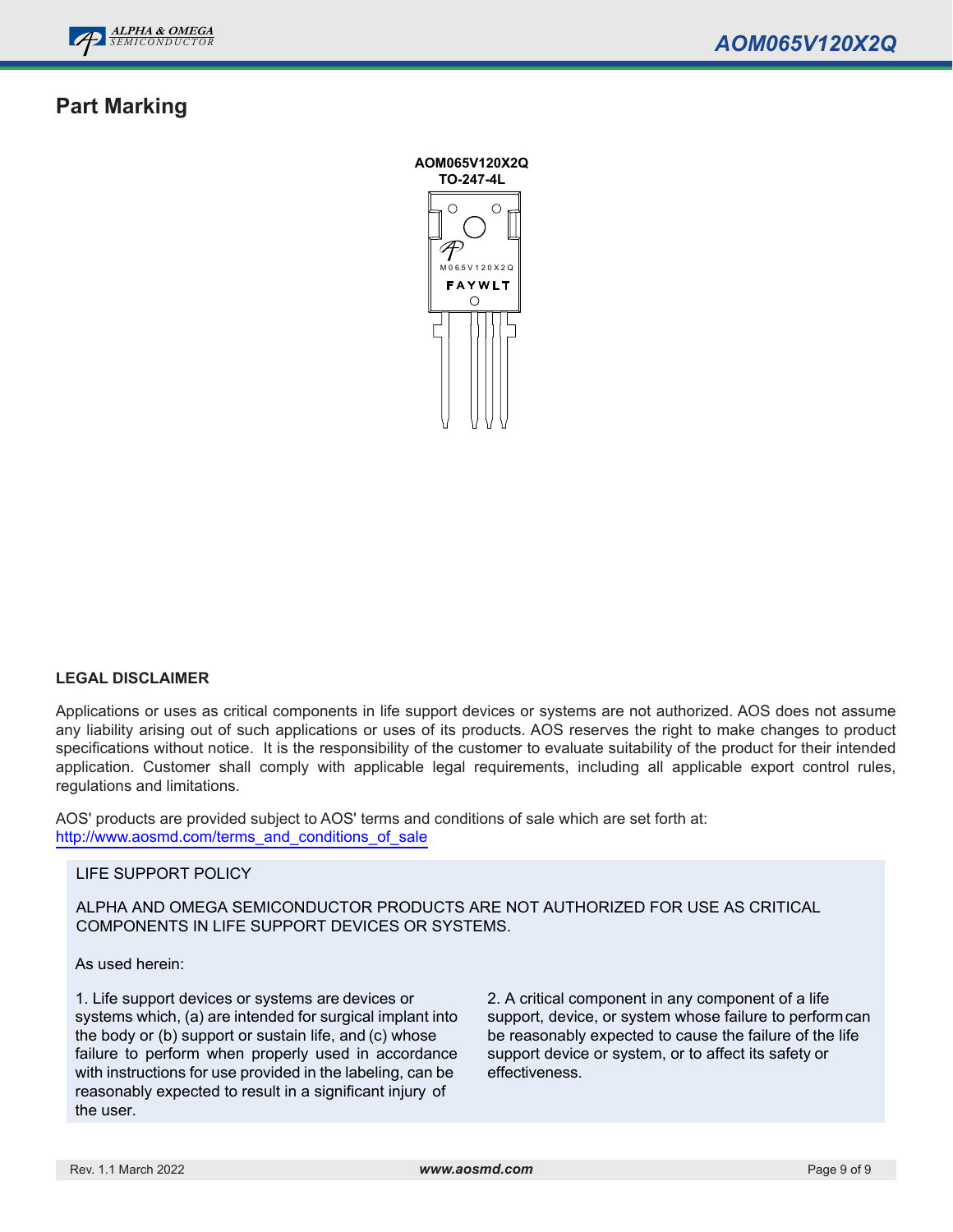## Part Marking

AOM065V120X2Q
TO-247-4L

M065V120X2Q
FAYWLT

**LEGAL DISCLAIMER**

Applications or uses as critical components in life support devices or systems are not authorized. AOS does not assume any liability arising out of such applications or uses of its products. AOS reserves the right to make changes to product specifications without notice. It is the responsibility of the customer to evaluate suitability of the product for their intended application. Customer shall comply with applicable legal requirements, including all applicable export control rules, regulations and limitations.

AOS' products are provided subject to AOS' terms and conditions of sale which are set forth at:
http://www.aosmd.com/terms_and_conditions_of_sale

LIFE SUPPORT POLICY

ALPHA AND OMEGA SEMICONDUCTOR PRODUCTS ARE NOT AUTHORIZED FOR USE AS CRITICAL COMPONENTS IN LIFE SUPPORT DEVICES OR SYSTEMS.

As used herein:

1. Life support devices or systems are devices or systems which, (a) are intended for surgical implant into the body or (b) support or sustain life, and (c) whose failure to perform when properly used in accordance with instructions for use provided in the labeling, can be reasonably expected to result in a significant injury of the user.

2. A critical component in any component of a life support, device, or system whose failure to perform can be reasonably expected to cause the failure of the life support device or system, or to affect its safety or effectiveness.

Rev. 1.1 March 2022